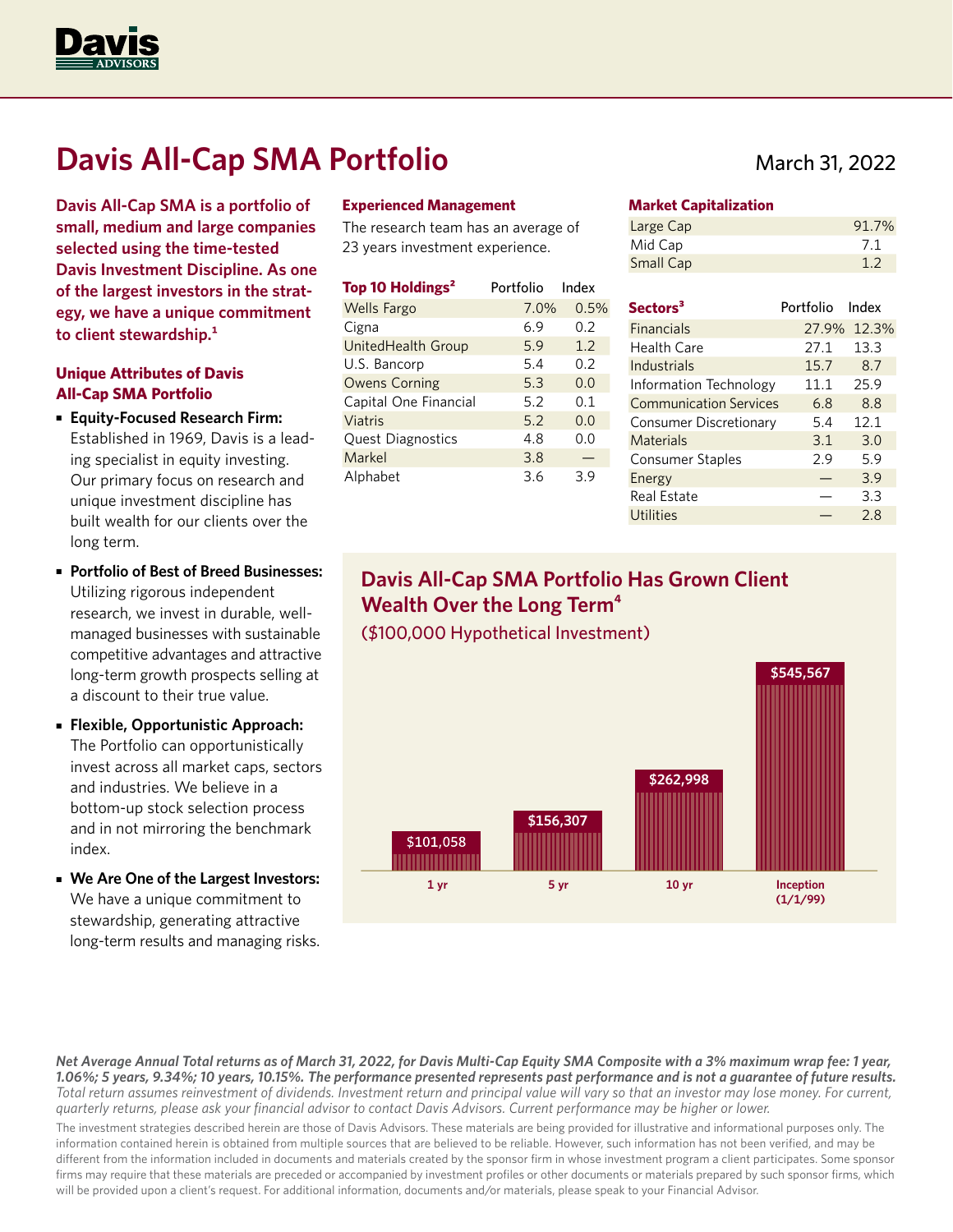# Davis All-Cap SMA Portfolio

March 31, 2022

**Davis All-Cap SMA is a portfolio of small, medium and large companies selected using the time-tested Davis Investment Discipline. As one of the largest investors in the strategy, we have a unique commitment to client stewardship.[1]**

### Unique Attributes of Davis All-Cap SMA Portfolio

- **Equity-Focused Research Firm:** Established in 1969, Davis is a leading specialist in equity investing. Our primary focus on research and unique investment discipline has built wealth for our clients over the long term.
- **Portfolio of Best of Breed Businesses:** Utilizing rigorous independent research, we invest in durable, well-managed businesses with sustainable competitive advantages and attractive long-term growth prospects selling at a discount to their true value.
- **Flexible, Opportunistic Approach:** The Portfolio can opportunistically invest across all market caps, sectors and industries. We believe in a bottom-up stock selection process and in not mirroring the benchmark index.
- **We Are One of the Largest Investors:** We have a unique commitment to stewardship, generating attractive long-term results and managing risks.

### Experienced Management

The research team has an average of 23 years investment experience.

| Top 10 Holdings[2] | Portfolio | Index |
|---|---|---|
| Wells Fargo | 7.0% | 0.5% |
| Cigna | 6.9 | 0.2 |
| UnitedHealth Group | 5.9 | 1.2 |
| U.S. Bancorp | 5.4 | 0.2 |
| Owens Corning | 5.3 | 0.0 |
| Capital One Financial | 5.2 | 0.1 |
| Viatris | 5.2 | 0.0 |
| Quest Diagnostics | 4.8 | 0.0 |
| Markel | 3.8 | — |
| Alphabet | 3.6 | 3.9 |

### Market Capitalization

| | |
|---|---|
| Large Cap | 91.7% |
| Mid Cap | 7.1 |
| Small Cap | 1.2 |

| Sectors[3] | Portfolio | Index |
|---|---|---|
| Financials | 27.9% | 12.3% |
| Health Care | 27.1 | 13.3 |
| Industrials | 15.7 | 8.7 |
| Information Technology | 11.1 | 25.9 |
| Communication Services | 6.8 | 8.8 |
| Consumer Discretionary | 5.4 | 12.1 |
| Materials | 3.1 | 3.0 |
| Consumer Staples | 2.9 | 5.9 |
| Energy | — | 3.9 |
| Real Estate | — | 3.3 |
| Utilities | — | 2.8 |

## Davis All-Cap SMA Portfolio Has Grown Client Wealth Over the Long Term[4]

($100,000 Hypothetical Investment)

| 1 yr | 5 yr | 10 yr | Inception (1/1/99) |
|---|---|---|---|
| $101,058 | $156,307 | $262,998 | $545,567 |

***Net Average Annual Total returns as of March 31, 2022, for Davis Multi-Cap Equity SMA Composite with a 3% maximum wrap fee: 1 year, 1.06%; 5 years, 9.34%; 10 years, 10.15%. The performance presented represents past performance and is not a guarantee of future results.*** *Total return assumes reinvestment of dividends. Investment return and principal value will vary so that an investor may lose money. For current, quarterly returns, please ask your financial advisor to contact Davis Advisors. Current performance may be higher or lower.*

The investment strategies described herein are those of Davis Advisors. These materials are being provided for illustrative and informational purposes only. The information contained herein is obtained from multiple sources that are believed to be reliable. However, such information has not been verified, and may be different from the information included in documents and materials created by the sponsor firm in whose investment program a client participates. Some sponsor firms may require that these materials are preceded or accompanied by investment profiles or other documents or materials prepared by such sponsor firms, which will be provided upon a client's request. For additional information, documents and/or materials, please speak to your Financial Advisor.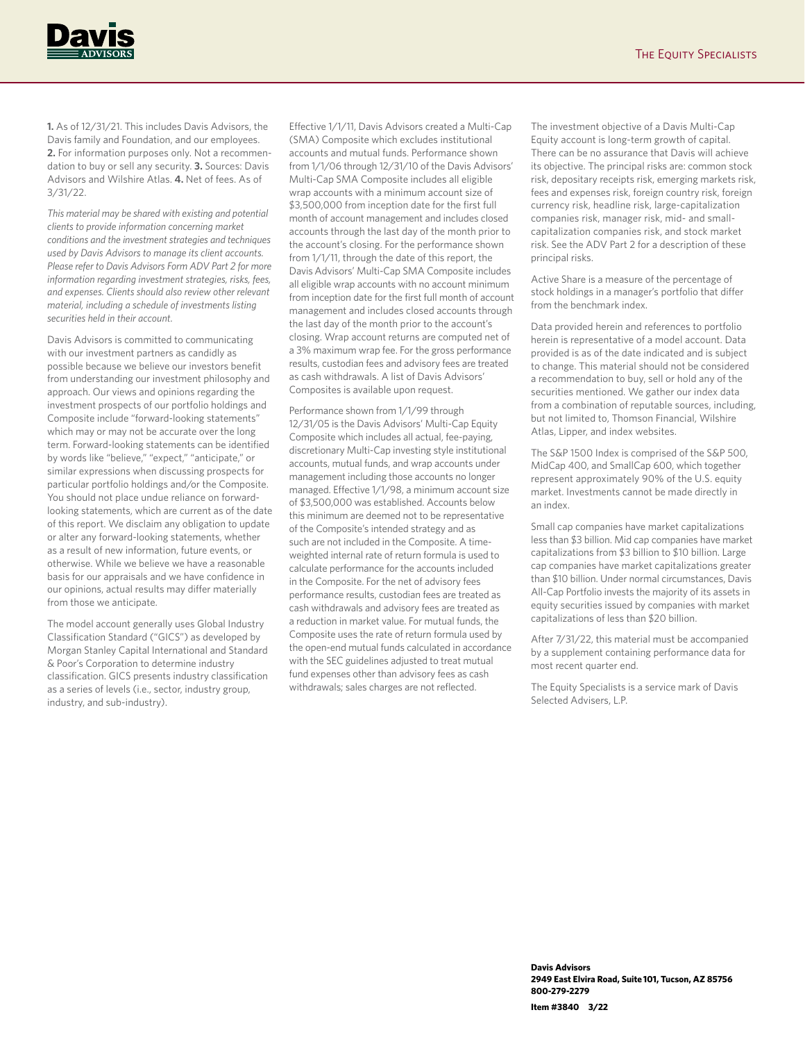**1.** As of 12/31/21. This includes Davis Advisors, the Davis family and Foundation, and our employees. **2.** For information purposes only. Not a recommendation to buy or sell any security. **3.** Sources: Davis Advisors and Wilshire Atlas. **4.** Net of fees. As of 3/31/22.

*This material may be shared with existing and potential clients to provide information concerning market conditions and the investment strategies and techniques used by Davis Advisors to manage its client accounts. Please refer to Davis Advisors Form ADV Part 2 for more information regarding investment strategies, risks, fees, and expenses. Clients should also review other relevant material, including a schedule of investments listing securities held in their account.*

Davis Advisors is committed to communicating with our investment partners as candidly as possible because we believe our investors benefit from understanding our investment philosophy and approach. Our views and opinions regarding the investment prospects of our portfolio holdings and Composite include "forward-looking statements" which may or may not be accurate over the long term. Forward-looking statements can be identified by words like "believe," "expect," "anticipate," or similar expressions when discussing prospects for particular portfolio holdings and/or the Composite. You should not place undue reliance on forward-looking statements, which are current as of the date of this report. We disclaim any obligation to update or alter any forward-looking statements, whether as a result of new information, future events, or otherwise. While we believe we have a reasonable basis for our appraisals and we have confidence in our opinions, actual results may differ materially from those we anticipate.

The model account generally uses Global Industry Classification Standard ("GICS") as developed by Morgan Stanley Capital International and Standard & Poor's Corporation to determine industry classification. GICS presents industry classification as a series of levels (i.e., sector, industry group, industry, and sub-industry).

Effective 1/1/11, Davis Advisors created a Multi-Cap (SMA) Composite which excludes institutional accounts and mutual funds. Performance shown from 1/1/06 through 12/31/10 of the Davis Advisors' Multi-Cap SMA Composite includes all eligible wrap accounts with a minimum account size of $3,500,000 from inception date for the first full month of account management and includes closed accounts through the last day of the month prior to the account's closing. For the performance shown from 1/1/11, through the date of this report, the Davis Advisors' Multi-Cap SMA Composite includes all eligible wrap accounts with no account minimum from inception date for the first full month of account management and includes closed accounts through the last day of the month prior to the account's closing. Wrap account returns are computed net of a 3% maximum wrap fee. For the gross performance results, custodian fees and advisory fees are treated as cash withdrawals. A list of Davis Advisors' Composites is available upon request.

Performance shown from 1/1/99 through 12/31/05 is the Davis Advisors' Multi-Cap Equity Composite which includes all actual, fee-paying, discretionary Multi-Cap investing style institutional accounts, mutual funds, and wrap accounts under management including those accounts no longer managed. Effective 1/1/98, a minimum account size of $3,500,000 was established. Accounts below this minimum are deemed not to be representative of the Composite's intended strategy and as such are not included in the Composite. A time-weighted internal rate of return formula is used to calculate performance for the accounts included in the Composite. For the net of advisory fees performance results, custodian fees are treated as cash withdrawals and advisory fees are treated as a reduction in market value. For mutual funds, the Composite uses the rate of return formula used by the open-end mutual funds calculated in accordance with the SEC guidelines adjusted to treat mutual fund expenses other than advisory fees as cash withdrawals; sales charges are not reflected.

The investment objective of a Davis Multi-Cap Equity account is long-term growth of capital. There can be no assurance that Davis will achieve its objective. The principal risks are: common stock risk, depositary receipts risk, emerging markets risk, fees and expenses risk, foreign country risk, foreign currency risk, headline risk, large-capitalization companies risk, manager risk, mid- and small-capitalization companies risk, and stock market risk. See the ADV Part 2 for a description of these principal risks.

Active Share is a measure of the percentage of stock holdings in a manager's portfolio that differ from the benchmark index.

Data provided herein and references to portfolio herein is representative of a model account. Data provided is as of the date indicated and is subject to change. This material should not be considered a recommendation to buy, sell or hold any of the securities mentioned. We gather our index data from a combination of reputable sources, including, but not limited to, Thomson Financial, Wilshire Atlas, Lipper, and index websites.

The S&P 1500 Index is comprised of the S&P 500, MidCap 400, and SmallCap 600, which together represent approximately 90% of the U.S. equity market. Investments cannot be made directly in an index.

Small cap companies have market capitalizations less than $3 billion. Mid cap companies have market capitalizations from $3 billion to $10 billion. Large cap companies have market capitalizations greater than $10 billion. Under normal circumstances, Davis All-Cap Portfolio invests the majority of its assets in equity securities issued by companies with market capitalizations of less than $20 billion.

After 7/31/22, this material must be accompanied by a supplement containing performance data for most recent quarter end.

The Equity Specialists is a service mark of Davis Selected Advisers, L.P.

**Davis Advisors**
**2949 East Elvira Road, Suite 101, Tucson, AZ 85756**
**800-279-2279**

**Item #3840 3/22**